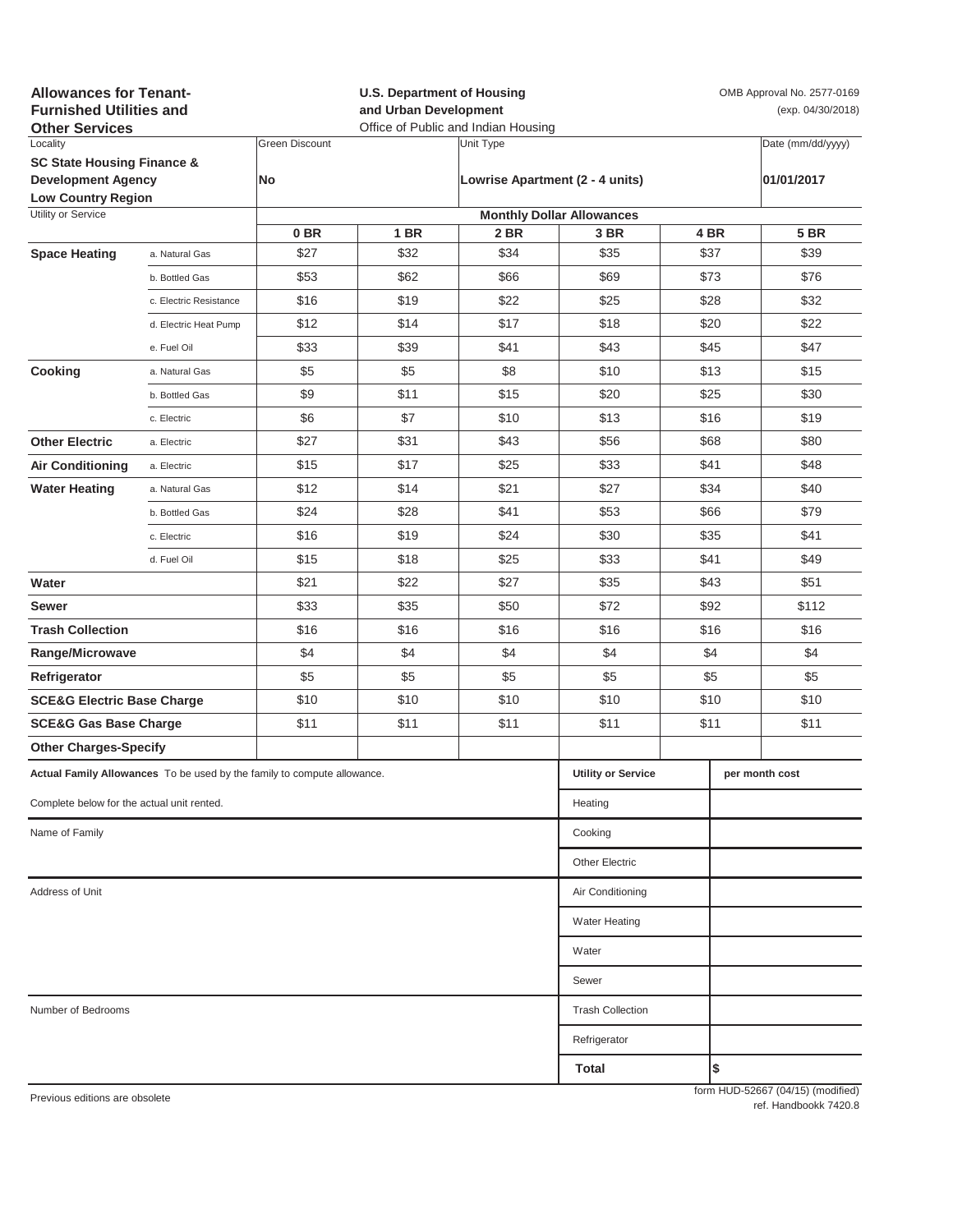**Allowances for Tenant-Furnished Utilities and Other Services**

**U.S. Department of Housing and Urban Development**
Office of Public and Indian Housing

OMB Approval No. 2577-0169
(exp. 04/30/2018)

| Locality | Green Discount | Unit Type | Date (mm/dd/yyyy) |
|---|---|---|---|
| **SC State Housing Finance & Development Agency Low Country Region** | **No** | **Lowrise Apartment (2 - 4 units)** | **01/01/2017** |

| Utility or Service | | Monthly Dollar Allowances | | | | | |
|---|---|---|---|---|---|---|---|
| | | **0 BR** | **1 BR** | **2 BR** | **3 BR** | **4 BR** | **5 BR** |
| **Space Heating** | a. Natural Gas | $27 | $32 | $34 | $35 | $37 | $39 |
| | b. Bottled Gas | $53 | $62 | $66 | $69 | $73 | $76 |
| | c. Electric Resistance | $16 | $19 | $22 | $25 | $28 | $32 |
| | d. Electric Heat Pump | $12 | $14 | $17 | $18 | $20 | $22 |
| | e. Fuel Oil | $33 | $39 | $41 | $43 | $45 | $47 |
| **Cooking** | a. Natural Gas | $5 | $5 | $8 | $10 | $13 | $15 |
| | b. Bottled Gas | $9 | $11 | $15 | $20 | $25 | $30 |
| | c. Electric | $6 | $7 | $10 | $13 | $16 | $19 |
| **Other Electric** | a. Electric | $27 | $31 | $43 | $56 | $68 | $80 |
| **Air Conditioning** | a. Electric | $15 | $17 | $25 | $33 | $41 | $48 |
| **Water Heating** | a. Natural Gas | $12 | $14 | $21 | $27 | $34 | $40 |
| | b. Bottled Gas | $24 | $28 | $41 | $53 | $66 | $79 |
| | c. Electric | $16 | $19 | $24 | $30 | $35 | $41 |
| | d. Fuel Oil | $15 | $18 | $25 | $33 | $41 | $49 |
| **Water** | | $21 | $22 | $27 | $35 | $43 | $51 |
| **Sewer** | | $33 | $35 | $50 | $72 | $92 | $112 |
| **Trash Collection** | | $16 | $16 | $16 | $16 | $16 | $16 |
| **Range/Microwave** | | $4 | $4 | $4 | $4 | $4 | $4 |
| **Refrigerator** | | $5 | $5 | $5 | $5 | $5 | $5 |
| **SCE&G Electric Base Charge** | | $10 | $10 | $10 | $10 | $10 | $10 |
| **SCE&G Gas Base Charge** | | $11 | $11 | $11 | $11 | $11 | $11 |
| **Other Charges-Specify** | | | | | | | |

**Actual Family Allowances** To be used by the family to compute allowance.

Complete below for the actual unit rented.

Name of Family

Address of Unit

Number of Bedrooms

| **Utility or Service** | **per month cost** |
|---|---|
| Heating | |
| Cooking | |
| Other Electric | |
| Air Conditioning | |
| Water Heating | |
| Water | |
| Sewer | |
| Trash Collection | |
| Refrigerator | |
| **Total** | **$** |

Previous editions are obsolete

form HUD-52667 (04/15) (modified)
ref. Handbookk 7420.8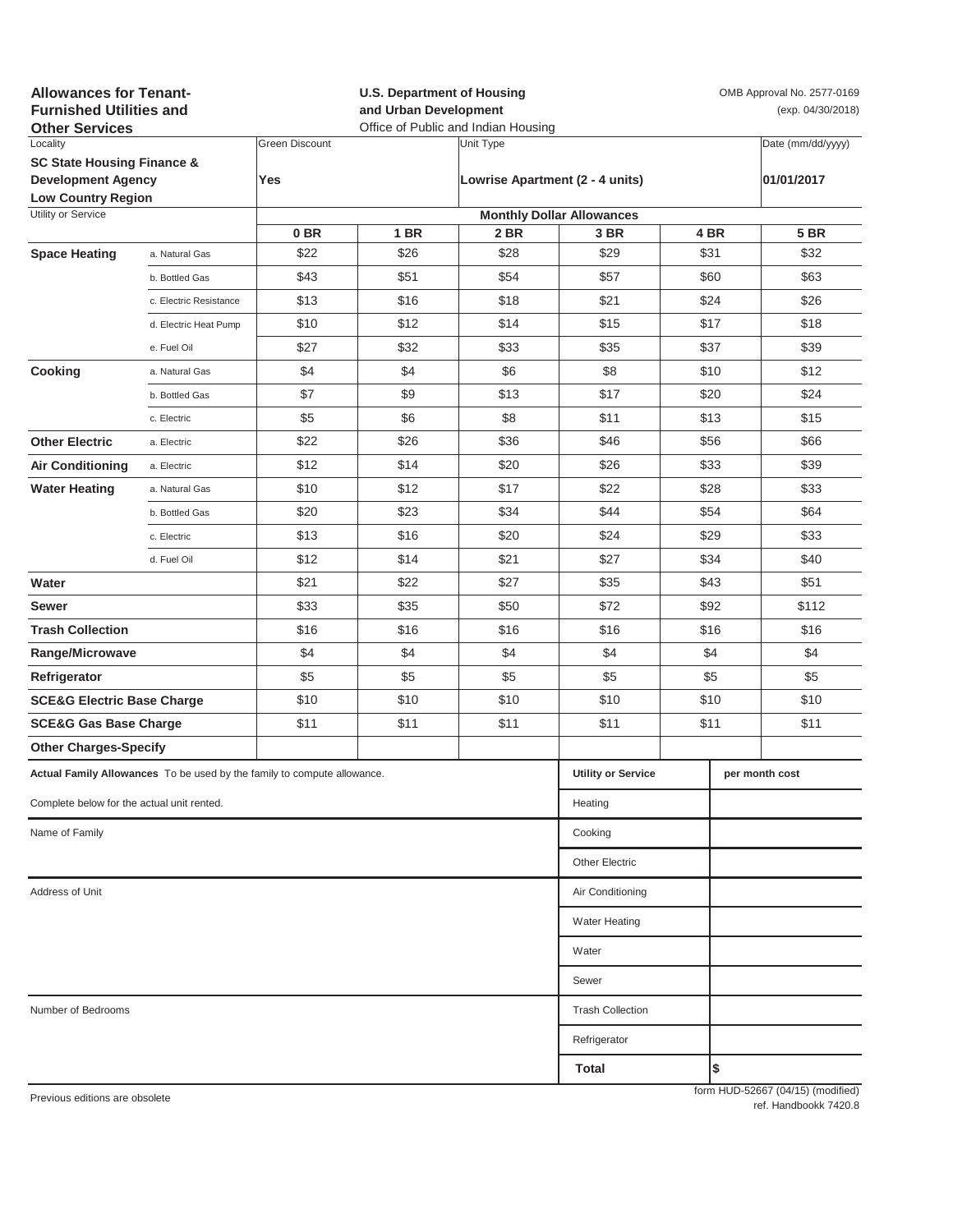**Allowances for Tenant-Furnished Utilities and Other Services**

**U.S. Department of Housing and Urban Development**
Office of Public and Indian Housing

OMB Approval No. 2577-0169
(exp. 04/30/2018)

| Locality | Green Discount | Unit Type | Date (mm/dd/yyyy) |
|---|---|---|---|
| **SC State Housing Finance & Development Agency Low Country Region** | **Yes** | **Lowrise Apartment (2 - 4 units)** | **01/01/2017** |

| Utility or Service | | Monthly Dollar Allowances | | | | | |
|---|---|---|---|---|---|---|---|
| | | **0 BR** | **1 BR** | **2 BR** | **3 BR** | **4 BR** | **5 BR** |
| **Space Heating** | a. Natural Gas | $22 | $26 | $28 | $29 | $31 | $32 |
| | b. Bottled Gas | $43 | $51 | $54 | $57 | $60 | $63 |
| | c. Electric Resistance | $13 | $16 | $18 | $21 | $24 | $26 |
| | d. Electric Heat Pump | $10 | $12 | $14 | $15 | $17 | $18 |
| | e. Fuel Oil | $27 | $32 | $33 | $35 | $37 | $39 |
| **Cooking** | a. Natural Gas | $4 | $4 | $6 | $8 | $10 | $12 |
| | b. Bottled Gas | $7 | $9 | $13 | $17 | $20 | $24 |
| | c. Electric | $5 | $6 | $8 | $11 | $13 | $15 |
| **Other Electric** | a. Electric | $22 | $26 | $36 | $46 | $56 | $66 |
| **Air Conditioning** | a. Electric | $12 | $14 | $20 | $26 | $33 | $39 |
| **Water Heating** | a. Natural Gas | $10 | $12 | $17 | $22 | $28 | $33 |
| | b. Bottled Gas | $20 | $23 | $34 | $44 | $54 | $64 |
| | c. Electric | $13 | $16 | $20 | $24 | $29 | $33 |
| | d. Fuel Oil | $12 | $14 | $21 | $27 | $34 | $40 |
| **Water** | | $21 | $22 | $27 | $35 | $43 | $51 |
| **Sewer** | | $33 | $35 | $50 | $72 | $92 | $112 |
| **Trash Collection** | | $16 | $16 | $16 | $16 | $16 | $16 |
| **Range/Microwave** | | $4 | $4 | $4 | $4 | $4 | $4 |
| **Refrigerator** | | $5 | $5 | $5 | $5 | $5 | $5 |
| **SCE&G Electric Base Charge** | | $10 | $10 | $10 | $10 | $10 | $10 |
| **SCE&G Gas Base Charge** | | $11 | $11 | $11 | $11 | $11 | $11 |
| **Other Charges-Specify** | | | | | | | |

**Actual Family Allowances** To be used by the family to compute allowance.

Complete below for the actual unit rented.

Name of Family

Address of Unit

Number of Bedrooms

| **Utility or Service** | **per month cost** |
|---|---|
| Heating | |
| Cooking | |
| Other Electric | |
| Air Conditioning | |
| Water Heating | |
| Water | |
| Sewer | |
| Trash Collection | |
| Refrigerator | |
| **Total** | **$** |

Previous editions are obsolete

form HUD-52667 (04/15) (modified)
ref. Handbookk 7420.8